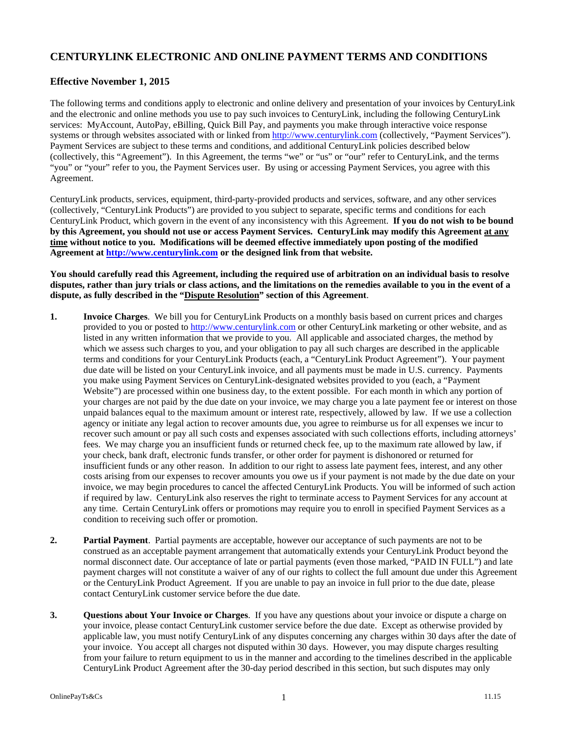# CENTURYLINK ELECTRONIC AND ONLINE PAYMENT TERMS AND CONDITIONS

## Effective November 1, 2015

The following terms and conditions apply to electronic and online delivery and presentation of your invoices by CenturyLink and the electronic and online methods you use to pay such invoices to CenturyLink, including the following CenturyLink services: MyAccount, AutoPay, eBilling, Quick Bill Pay, and payments you make through interactive voice response systems or through websites associated with or linked from http://www.centurylink.com (collectively, "Payment Services"). Payment Services are subject to these terms and conditions, and additional CenturyLink policies described below (collectively, this "Agreement"). In this Agreement, the terms "we" or "us" or "our" refer to CenturyLink, and the terms "you" or "your" refer to you, the Payment Services user. By using or accessing Payment Services, you agree with this Agreement.

CenturyLink products, services, equipment, third-party-provided products and services, software, and any other services (collectively, "CenturyLink Products") are provided to you subject to separate, specific terms and conditions for each CenturyLink Product, which govern in the event of any inconsistency with this Agreement. **If you do not wish to be bound by this Agreement, you should not use or access Payment Services. CenturyLink may modify this Agreement <u>at any time</u> without notice to you. Modifications will be deemed effective immediately upon posting of the modified Agreement at http://www.centurylink.com or the designed link from that website.**

**You should carefully read this Agreement, including the required use of arbitration on an individual basis to resolve disputes, rather than jury trials or class actions, and the limitations on the remedies available to you in the event of a dispute, as fully described in the "<u>Dispute Resolution</u>" section of this Agreement**.

1. **Invoice Charges**. We bill you for CenturyLink Products on a monthly basis based on current prices and charges provided to you or posted to http://www.centurylink.com or other CenturyLink marketing or other website, and as listed in any written information that we provide to you. All applicable and associated charges, the method by which we assess such charges to you, and your obligation to pay all such charges are described in the applicable terms and conditions for your CenturyLink Products (each, a "CenturyLink Product Agreement"). Your payment due date will be listed on your CenturyLink invoice, and all payments must be made in U.S. currency. Payments you make using Payment Services on CenturyLink-designated websites provided to you (each, a "Payment Website") are processed within one business day, to the extent possible. For each month in which any portion of your charges are not paid by the due date on your invoice, we may charge you a late payment fee or interest on those unpaid balances equal to the maximum amount or interest rate, respectively, allowed by law. If we use a collection agency or initiate any legal action to recover amounts due, you agree to reimburse us for all expenses we incur to recover such amount or pay all such costs and expenses associated with such collections efforts, including attorneys' fees. We may charge you an insufficient funds or returned check fee, up to the maximum rate allowed by law, if your check, bank draft, electronic funds transfer, or other order for payment is dishonored or returned for insufficient funds or any other reason. In addition to our right to assess late payment fees, interest, and any other costs arising from our expenses to recover amounts you owe us if your payment is not made by the due date on your invoice, we may begin procedures to cancel the affected CenturyLink Products. You will be informed of such action if required by law. CenturyLink also reserves the right to terminate access to Payment Services for any account at any time. Certain CenturyLink offers or promotions may require you to enroll in specified Payment Services as a condition to receiving such offer or promotion.

2. **Partial Payment**. Partial payments are acceptable, however our acceptance of such payments are not to be construed as an acceptable payment arrangement that automatically extends your CenturyLink Product beyond the normal disconnect date. Our acceptance of late or partial payments (even those marked, "PAID IN FULL") and late payment charges will not constitute a waiver of any of our rights to collect the full amount due under this Agreement or the CenturyLink Product Agreement. If you are unable to pay an invoice in full prior to the due date, please contact CenturyLink customer service before the due date.

3. **Questions about Your Invoice or Charges**. If you have any questions about your invoice or dispute a charge on your invoice, please contact CenturyLink customer service before the due date. Except as otherwise provided by applicable law, you must notify CenturyLink of any disputes concerning any charges within 30 days after the date of your invoice. You accept all charges not disputed within 30 days. However, you may dispute charges resulting from your failure to return equipment to us in the manner and according to the timelines described in the applicable CenturyLink Product Agreement after the 30-day period described in this section, but such disputes may only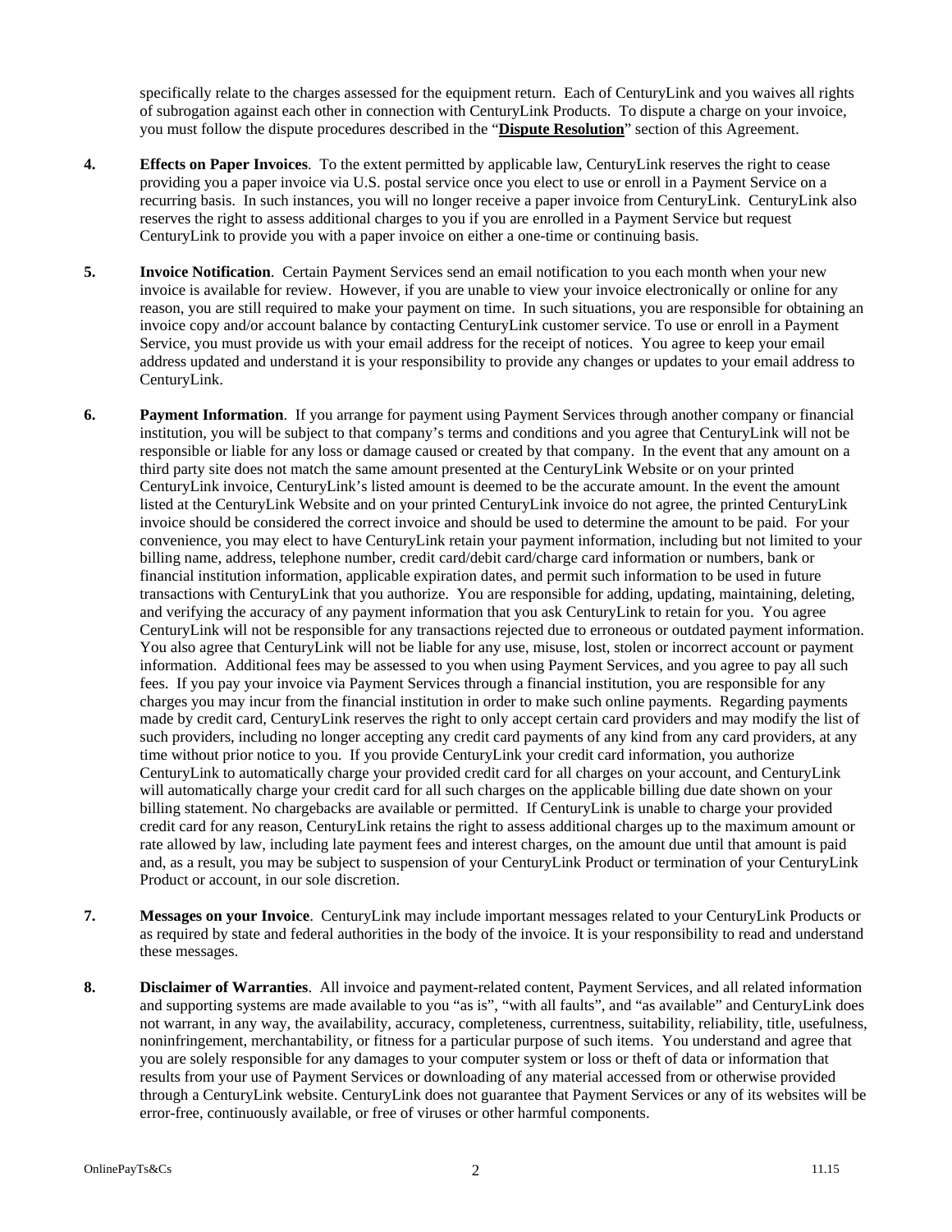specifically relate to the charges assessed for the equipment return. Each of CenturyLink and you waives all rights of subrogation against each other in connection with CenturyLink Products. To dispute a charge on your invoice, you must follow the dispute procedures described in the "**Dispute Resolution**" section of this Agreement.

4. **Effects on Paper Invoices**. To the extent permitted by applicable law, CenturyLink reserves the right to cease providing you a paper invoice via U.S. postal service once you elect to use or enroll in a Payment Service on a recurring basis. In such instances, you will no longer receive a paper invoice from CenturyLink. CenturyLink also reserves the right to assess additional charges to you if you are enrolled in a Payment Service but request CenturyLink to provide you with a paper invoice on either a one-time or continuing basis.

5. **Invoice Notification**. Certain Payment Services send an email notification to you each month when your new invoice is available for review. However, if you are unable to view your invoice electronically or online for any reason, you are still required to make your payment on time. In such situations, you are responsible for obtaining an invoice copy and/or account balance by contacting CenturyLink customer service. To use or enroll in a Payment Service, you must provide us with your email address for the receipt of notices. You agree to keep your email address updated and understand it is your responsibility to provide any changes or updates to your email address to CenturyLink.

6. **Payment Information**. If you arrange for payment using Payment Services through another company or financial institution, you will be subject to that company's terms and conditions and you agree that CenturyLink will not be responsible or liable for any loss or damage caused or created by that company. In the event that any amount on a third party site does not match the same amount presented at the CenturyLink Website or on your printed CenturyLink invoice, CenturyLink's listed amount is deemed to be the accurate amount. In the event the amount listed at the CenturyLink Website and on your printed CenturyLink invoice do not agree, the printed CenturyLink invoice should be considered the correct invoice and should be used to determine the amount to be paid. For your convenience, you may elect to have CenturyLink retain your payment information, including but not limited to your billing name, address, telephone number, credit card/debit card/charge card information or numbers, bank or financial institution information, applicable expiration dates, and permit such information to be used in future transactions with CenturyLink that you authorize. You are responsible for adding, updating, maintaining, deleting, and verifying the accuracy of any payment information that you ask CenturyLink to retain for you. You agree CenturyLink will not be responsible for any transactions rejected due to erroneous or outdated payment information. You also agree that CenturyLink will not be liable for any use, misuse, lost, stolen or incorrect account or payment information. Additional fees may be assessed to you when using Payment Services, and you agree to pay all such fees. If you pay your invoice via Payment Services through a financial institution, you are responsible for any charges you may incur from the financial institution in order to make such online payments. Regarding payments made by credit card, CenturyLink reserves the right to only accept certain card providers and may modify the list of such providers, including no longer accepting any credit card payments of any kind from any card providers, at any time without prior notice to you. If you provide CenturyLink your credit card information, you authorize CenturyLink to automatically charge your provided credit card for all charges on your account, and CenturyLink will automatically charge your credit card for all such charges on the applicable billing due date shown on your billing statement. No chargebacks are available or permitted. If CenturyLink is unable to charge your provided credit card for any reason, CenturyLink retains the right to assess additional charges up to the maximum amount or rate allowed by law, including late payment fees and interest charges, on the amount due until that amount is paid and, as a result, you may be subject to suspension of your CenturyLink Product or termination of your CenturyLink Product or account, in our sole discretion.

7. **Messages on your Invoice**. CenturyLink may include important messages related to your CenturyLink Products or as required by state and federal authorities in the body of the invoice. It is your responsibility to read and understand these messages.

8. **Disclaimer of Warranties**. All invoice and payment-related content, Payment Services, and all related information and supporting systems are made available to you "as is", "with all faults", and "as available" and CenturyLink does not warrant, in any way, the availability, accuracy, completeness, currentness, suitability, reliability, title, usefulness, noninfringement, merchantability, or fitness for a particular purpose of such items. You understand and agree that you are solely responsible for any damages to your computer system or loss or theft of data or information that results from your use of Payment Services or downloading of any material accessed from or otherwise provided through a CenturyLink website. CenturyLink does not guarantee that Payment Services or any of its websites will be error-free, continuously available, or free of viruses or other harmful components.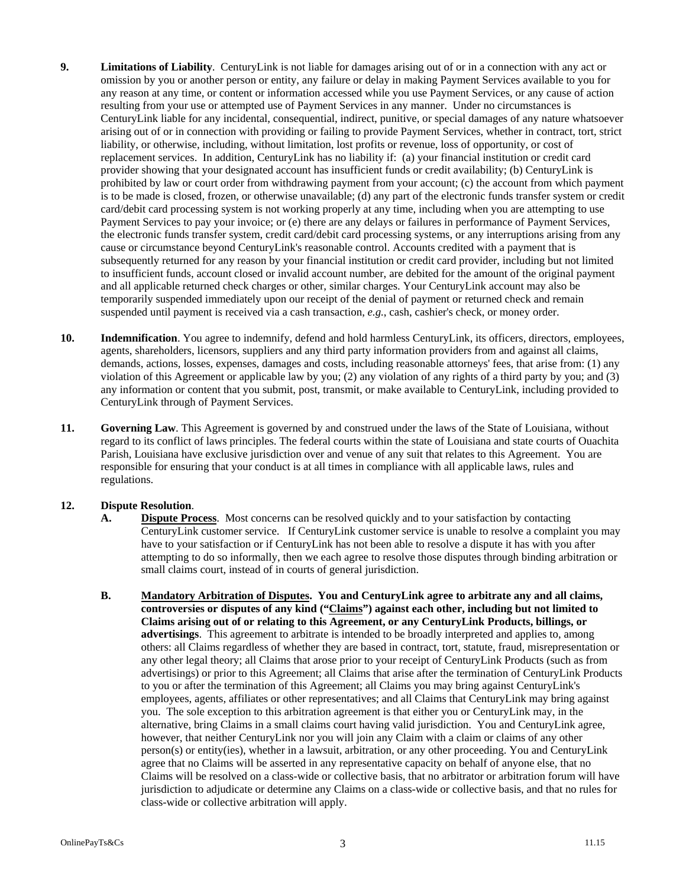**9.** **Limitations of Liability**. CenturyLink is not liable for damages arising out of or in a connection with any act or omission by you or another person or entity, any failure or delay in making Payment Services available to you for any reason at any time, or content or information accessed while you use Payment Services, or any cause of action resulting from your use or attempted use of Payment Services in any manner. Under no circumstances is CenturyLink liable for any incidental, consequential, indirect, punitive, or special damages of any nature whatsoever arising out of or in connection with providing or failing to provide Payment Services, whether in contract, tort, strict liability, or otherwise, including, without limitation, lost profits or revenue, loss of opportunity, or cost of replacement services. In addition, CenturyLink has no liability if: (a) your financial institution or credit card provider showing that your designated account has insufficient funds or credit availability; (b) CenturyLink is prohibited by law or court order from withdrawing payment from your account; (c) the account from which payment is to be made is closed, frozen, or otherwise unavailable; (d) any part of the electronic funds transfer system or credit card/debit card processing system is not working properly at any time, including when you are attempting to use Payment Services to pay your invoice; or (e) there are any delays or failures in performance of Payment Services, the electronic funds transfer system, credit card/debit card processing systems, or any interruptions arising from any cause or circumstance beyond CenturyLink's reasonable control. Accounts credited with a payment that is subsequently returned for any reason by your financial institution or credit card provider, including but not limited to insufficient funds, account closed or invalid account number, are debited for the amount of the original payment and all applicable returned check charges or other, similar charges. Your CenturyLink account may also be temporarily suspended immediately upon our receipt of the denial of payment or returned check and remain suspended until payment is received via a cash transaction, *e.g.*, cash, cashier's check, or money order.

**10.** **Indemnification**. You agree to indemnify, defend and hold harmless CenturyLink, its officers, directors, employees, agents, shareholders, licensors, suppliers and any third party information providers from and against all claims, demands, actions, losses, expenses, damages and costs, including reasonable attorneys' fees, that arise from: (1) any violation of this Agreement or applicable law by you; (2) any violation of any rights of a third party by you; and (3) any information or content that you submit, post, transmit, or make available to CenturyLink, including provided to CenturyLink through of Payment Services.

**11.** **Governing Law**. This Agreement is governed by and construed under the laws of the State of Louisiana, without regard to its conflict of laws principles. The federal courts within the state of Louisiana and state courts of Ouachita Parish, Louisiana have exclusive jurisdiction over and venue of any suit that relates to this Agreement. You are responsible for ensuring that your conduct is at all times in compliance with all applicable laws, rules and regulations.

**12.** **Dispute Resolution**.

**A.** **Dispute Process**. Most concerns can be resolved quickly and to your satisfaction by contacting CenturyLink customer service. If CenturyLink customer service is unable to resolve a complaint you may have to your satisfaction or if CenturyLink has not been able to resolve a dispute it has with you after attempting to do so informally, then we each agree to resolve those disputes through binding arbitration or small claims court, instead of in courts of general jurisdiction.

**B.** **Mandatory Arbitration of Disputes. You and CenturyLink agree to arbitrate any and all claims, controversies or disputes of any kind ("Claims") against each other, including but not limited to Claims arising out of or relating to this Agreement, or any CenturyLink Products, billings, or advertisings**. This agreement to arbitrate is intended to be broadly interpreted and applies to, among others: all Claims regardless of whether they are based in contract, tort, statute, fraud, misrepresentation or any other legal theory; all Claims that arose prior to your receipt of CenturyLink Products (such as from advertisings) or prior to this Agreement; all Claims that arise after the termination of CenturyLink Products to you or after the termination of this Agreement; all Claims you may bring against CenturyLink's employees, agents, affiliates or other representatives; and all Claims that CenturyLink may bring against you. The sole exception to this arbitration agreement is that either you or CenturyLink may, in the alternative, bring Claims in a small claims court having valid jurisdiction. You and CenturyLink agree, however, that neither CenturyLink nor you will join any Claim with a claim or claims of any other person(s) or entity(ies), whether in a lawsuit, arbitration, or any other proceeding. You and CenturyLink agree that no Claims will be asserted in any representative capacity on behalf of anyone else, that no Claims will be resolved on a class-wide or collective basis, that no arbitrator or arbitration forum will have jurisdiction to adjudicate or determine any Claims on a class-wide or collective basis, and that no rules for class-wide or collective arbitration will apply.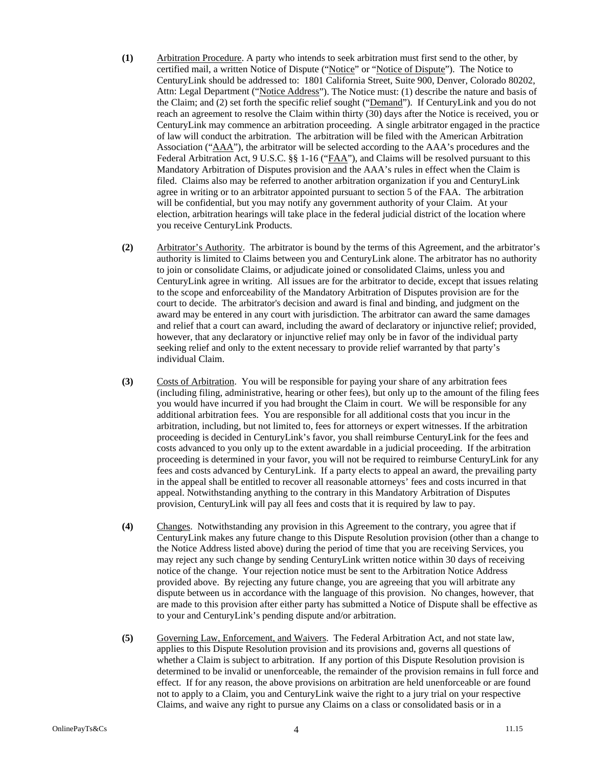**(1)** Arbitration Procedure. A party who intends to seek arbitration must first send to the other, by certified mail, a written Notice of Dispute ("Notice" or "Notice of Dispute"). The Notice to CenturyLink should be addressed to: 1801 California Street, Suite 900, Denver, Colorado 80202, Attn: Legal Department ("Notice Address"). The Notice must: (1) describe the nature and basis of the Claim; and (2) set forth the specific relief sought ("Demand"). If CenturyLink and you do not reach an agreement to resolve the Claim within thirty (30) days after the Notice is received, you or CenturyLink may commence an arbitration proceeding. A single arbitrator engaged in the practice of law will conduct the arbitration. The arbitration will be filed with the American Arbitration Association ("AAA"), the arbitrator will be selected according to the AAA's procedures and the Federal Arbitration Act, 9 U.S.C. §§ 1-16 ("FAA"), and Claims will be resolved pursuant to this Mandatory Arbitration of Disputes provision and the AAA's rules in effect when the Claim is filed. Claims also may be referred to another arbitration organization if you and CenturyLink agree in writing or to an arbitrator appointed pursuant to section 5 of the FAA. The arbitration will be confidential, but you may notify any government authority of your Claim. At your election, arbitration hearings will take place in the federal judicial district of the location where you receive CenturyLink Products.

**(2)** Arbitrator's Authority. The arbitrator is bound by the terms of this Agreement, and the arbitrator's authority is limited to Claims between you and CenturyLink alone. The arbitrator has no authority to join or consolidate Claims, or adjudicate joined or consolidated Claims, unless you and CenturyLink agree in writing. All issues are for the arbitrator to decide, except that issues relating to the scope and enforceability of the Mandatory Arbitration of Disputes provision are for the court to decide. The arbitrator's decision and award is final and binding, and judgment on the award may be entered in any court with jurisdiction. The arbitrator can award the same damages and relief that a court can award, including the award of declaratory or injunctive relief; provided, however, that any declaratory or injunctive relief may only be in favor of the individual party seeking relief and only to the extent necessary to provide relief warranted by that party's individual Claim.

**(3)** Costs of Arbitration. You will be responsible for paying your share of any arbitration fees (including filing, administrative, hearing or other fees), but only up to the amount of the filing fees you would have incurred if you had brought the Claim in court. We will be responsible for any additional arbitration fees. You are responsible for all additional costs that you incur in the arbitration, including, but not limited to, fees for attorneys or expert witnesses. If the arbitration proceeding is decided in CenturyLink's favor, you shall reimburse CenturyLink for the fees and costs advanced to you only up to the extent awardable in a judicial proceeding. If the arbitration proceeding is determined in your favor, you will not be required to reimburse CenturyLink for any fees and costs advanced by CenturyLink. If a party elects to appeal an award, the prevailing party in the appeal shall be entitled to recover all reasonable attorneys' fees and costs incurred in that appeal. Notwithstanding anything to the contrary in this Mandatory Arbitration of Disputes provision, CenturyLink will pay all fees and costs that it is required by law to pay.

**(4)** Changes. Notwithstanding any provision in this Agreement to the contrary, you agree that if CenturyLink makes any future change to this Dispute Resolution provision (other than a change to the Notice Address listed above) during the period of time that you are receiving Services, you may reject any such change by sending CenturyLink written notice within 30 days of receiving notice of the change. Your rejection notice must be sent to the Arbitration Notice Address provided above. By rejecting any future change, you are agreeing that you will arbitrate any dispute between us in accordance with the language of this provision. No changes, however, that are made to this provision after either party has submitted a Notice of Dispute shall be effective as to your and CenturyLink's pending dispute and/or arbitration.

**(5)** Governing Law, Enforcement, and Waivers. The Federal Arbitration Act, and not state law, applies to this Dispute Resolution provision and its provisions and, governs all questions of whether a Claim is subject to arbitration. If any portion of this Dispute Resolution provision is determined to be invalid or unenforceable, the remainder of the provision remains in full force and effect. If for any reason, the above provisions on arbitration are held unenforceable or are found not to apply to a Claim, you and CenturyLink waive the right to a jury trial on your respective Claims, and waive any right to pursue any Claims on a class or consolidated basis or in a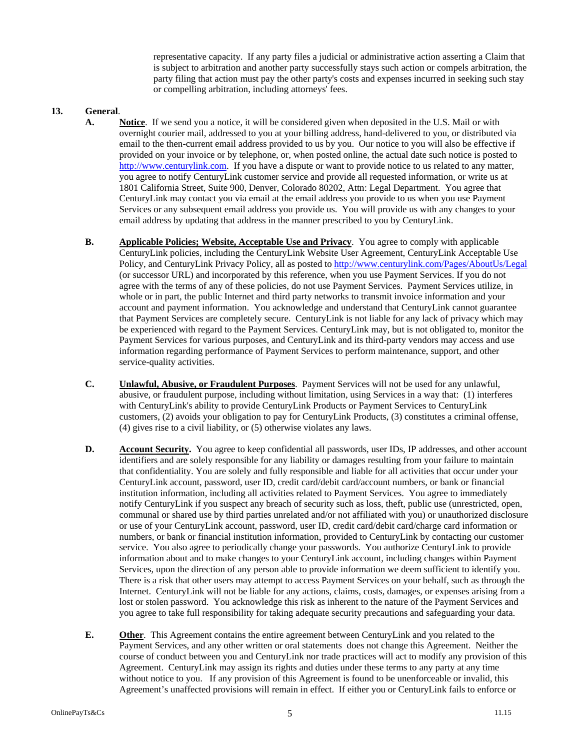representative capacity. If any party files a judicial or administrative action asserting a Claim that is subject to arbitration and another party successfully stays such action or compels arbitration, the party filing that action must pay the other party's costs and expenses incurred in seeking such stay or compelling arbitration, including attorneys' fees.

**13. General**.

**A. Notice**. If we send you a notice, it will be considered given when deposited in the U.S. Mail or with overnight courier mail, addressed to you at your billing address, hand-delivered to you, or distributed via email to the then-current email address provided to us by you. Our notice to you will also be effective if provided on your invoice or by telephone, or, when posted online, the actual date such notice is posted to http://www.centurylink.com. If you have a dispute or want to provide notice to us related to any matter, you agree to notify CenturyLink customer service and provide all requested information, or write us at 1801 California Street, Suite 900, Denver, Colorado 80202, Attn: Legal Department. You agree that CenturyLink may contact you via email at the email address you provide to us when you use Payment Services or any subsequent email address you provide us. You will provide us with any changes to your email address by updating that address in the manner prescribed to you by CenturyLink.

**B. Applicable Policies; Website, Acceptable Use and Privacy**. You agree to comply with applicable CenturyLink policies, including the CenturyLink Website User Agreement, CenturyLink Acceptable Use Policy, and CenturyLink Privacy Policy, all as posted to http://www.centurylink.com/Pages/AboutUs/Legal (or successor URL) and incorporated by this reference, when you use Payment Services. If you do not agree with the terms of any of these policies, do not use Payment Services. Payment Services utilize, in whole or in part, the public Internet and third party networks to transmit invoice information and your account and payment information. You acknowledge and understand that CenturyLink cannot guarantee that Payment Services are completely secure. CenturyLink is not liable for any lack of privacy which may be experienced with regard to the Payment Services. CenturyLink may, but is not obligated to, monitor the Payment Services for various purposes, and CenturyLink and its third-party vendors may access and use information regarding performance of Payment Services to perform maintenance, support, and other service-quality activities.

**C. Unlawful, Abusive, or Fraudulent Purposes**. Payment Services will not be used for any unlawful, abusive, or fraudulent purpose, including without limitation, using Services in a way that: (1) interferes with CenturyLink's ability to provide CenturyLink Products or Payment Services to CenturyLink customers, (2) avoids your obligation to pay for CenturyLink Products, (3) constitutes a criminal offense, (4) gives rise to a civil liability, or (5) otherwise violates any laws.

**D. Account Security.** You agree to keep confidential all passwords, user IDs, IP addresses, and other account identifiers and are solely responsible for any liability or damages resulting from your failure to maintain that confidentiality. You are solely and fully responsible and liable for all activities that occur under your CenturyLink account, password, user ID, credit card/debit card/account numbers, or bank or financial institution information, including all activities related to Payment Services. You agree to immediately notify CenturyLink if you suspect any breach of security such as loss, theft, public use (unrestricted, open, communal or shared use by third parties unrelated and/or not affiliated with you) or unauthorized disclosure or use of your CenturyLink account, password, user ID, credit card/debit card/charge card information or numbers, or bank or financial institution information, provided to CenturyLink by contacting our customer service. You also agree to periodically change your passwords. You authorize CenturyLink to provide information about and to make changes to your CenturyLink account, including changes within Payment Services, upon the direction of any person able to provide information we deem sufficient to identify you. There is a risk that other users may attempt to access Payment Services on your behalf, such as through the Internet. CenturyLink will not be liable for any actions, claims, costs, damages, or expenses arising from a lost or stolen password. You acknowledge this risk as inherent to the nature of the Payment Services and you agree to take full responsibility for taking adequate security precautions and safeguarding your data.

**E. Other**. This Agreement contains the entire agreement between CenturyLink and you related to the Payment Services, and any other written or oral statements does not change this Agreement. Neither the course of conduct between you and CenturyLink nor trade practices will act to modify any provision of this Agreement. CenturyLink may assign its rights and duties under these terms to any party at any time without notice to you. If any provision of this Agreement is found to be unenforceable or invalid, this Agreement's unaffected provisions will remain in effect. If either you or CenturyLink fails to enforce or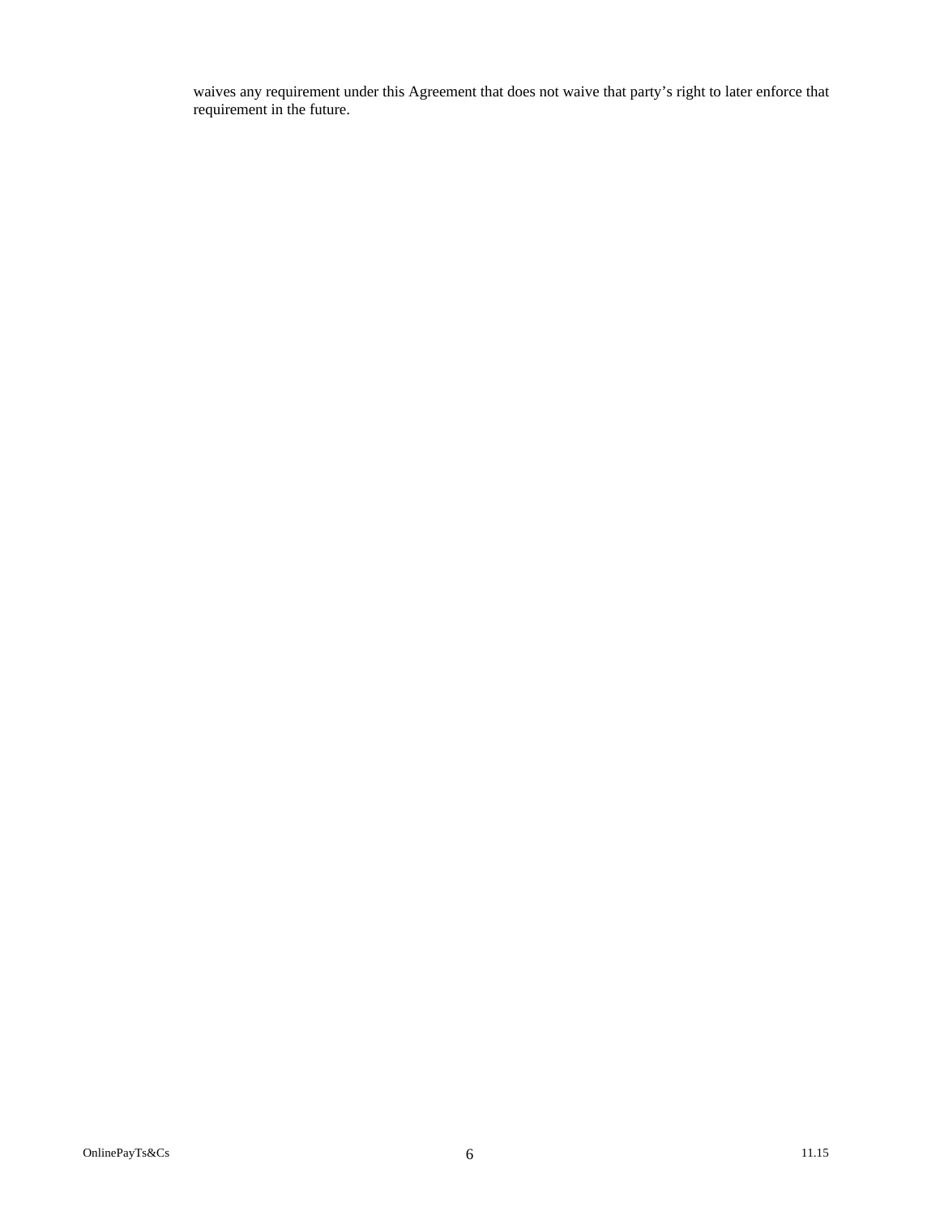waives any requirement under this Agreement that does not waive that party's right to later enforce that requirement in the future.